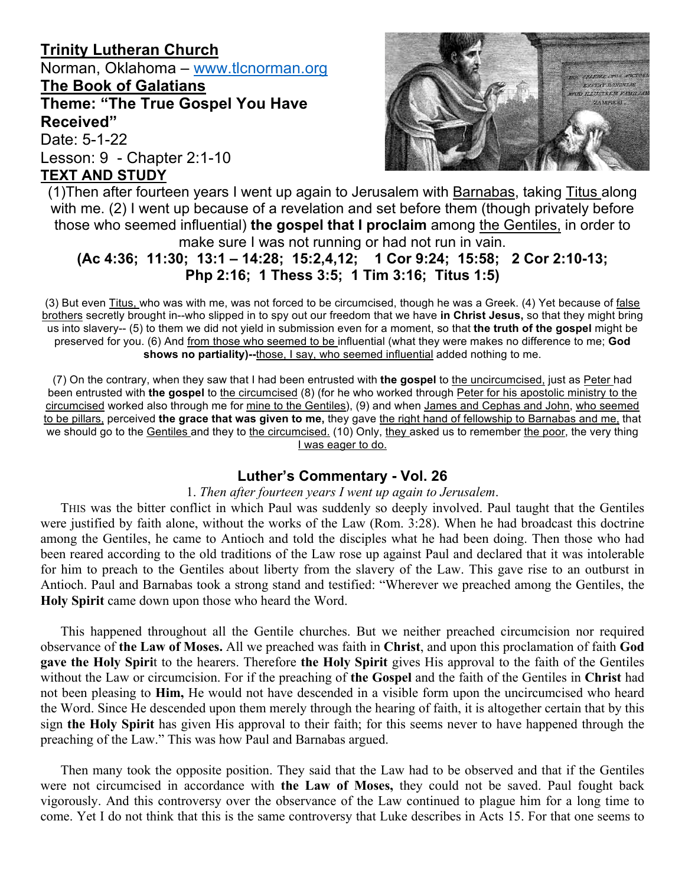**Trinity Lutheran Church**
Norman, Oklahoma – www.tlcnorman.org
**The Book of Galatians**
**Theme: "The True Gospel You Have Received"**
Date: 5-1-22
Lesson: 9 - Chapter 2:1-10
**TEXT AND STUDY**

(1)Then after fourteen years I went up again to Jerusalem with Barnabas, taking Titus along with me. (2) I went up because of a revelation and set before them (though privately before those who seemed influential) **the gospel that I proclaim** among the Gentiles, in order to make sure I was not running or had not run in vain.

**(Ac 4:36; 11:30; 13:1 – 14:28; 15:2,4,12; 1 Cor 9:24; 15:58; 2 Cor 2:10-13; Php 2:16; 1 Thess 3:5; 1 Tim 3:16; Titus 1:5)**

(3) But even Titus, who was with me, was not forced to be circumcised, though he was a Greek. (4) Yet because of false brothers secretly brought in--who slipped in to spy out our freedom that we have **in Christ Jesus,** so that they might bring us into slavery-- (5) to them we did not yield in submission even for a moment, so that **the truth of the gospel** might be preserved for you. (6) And from those who seemed to be influential (what they were makes no difference to me; **God shows no partiality)--**those, I say, who seemed influential added nothing to me.

(7) On the contrary, when they saw that I had been entrusted with **the gospel** to the uncircumcised, just as Peter had been entrusted with **the gospel** to the circumcised (8) (for he who worked through Peter for his apostolic ministry to the circumcised worked also through me for mine to the Gentiles), (9) and when James and Cephas and John, who seemed to be pillars, perceived **the grace that was given to me,** they gave the right hand of fellowship to Barnabas and me, that we should go to the Gentiles and they to the circumcised. (10) Only, they asked us to remember the poor, the very thing I was eager to do.

## Luther's Commentary - Vol. 26

1. *Then after fourteen years I went up again to Jerusalem*.

THIS was the bitter conflict in which Paul was suddenly so deeply involved. Paul taught that the Gentiles were justified by faith alone, without the works of the Law (Rom. 3:28). When he had broadcast this doctrine among the Gentiles, he came to Antioch and told the disciples what he had been doing. Then those who had been reared according to the old traditions of the Law rose up against Paul and declared that it was intolerable for him to preach to the Gentiles about liberty from the slavery of the Law. This gave rise to an outburst in Antioch. Paul and Barnabas took a strong stand and testified: "Wherever we preached among the Gentiles, the **Holy Spirit** came down upon those who heard the Word.

This happened throughout all the Gentile churches. But we neither preached circumcision nor required observance of **the Law of Moses.** All we preached was faith in **Christ**, and upon this proclamation of faith **God gave the Holy Spirit** to the hearers. Therefore **the Holy Spirit** gives His approval to the faith of the Gentiles without the Law or circumcision. For if the preaching of **the Gospel** and the faith of the Gentiles in **Christ** had not been pleasing to **Him,** He would not have descended in a visible form upon the uncircumcised who heard the Word. Since He descended upon them merely through the hearing of faith, it is altogether certain that by this sign **the Holy Spirit** has given His approval to their faith; for this seems never to have happened through the preaching of the Law." This was how Paul and Barnabas argued.

Then many took the opposite position. They said that the Law had to be observed and that if the Gentiles were not circumcised in accordance with **the Law of Moses,** they could not be saved. Paul fought back vigorously. And this controversy over the observance of the Law continued to plague him for a long time to come. Yet I do not think that this is the same controversy that Luke describes in Acts 15. For that one seems to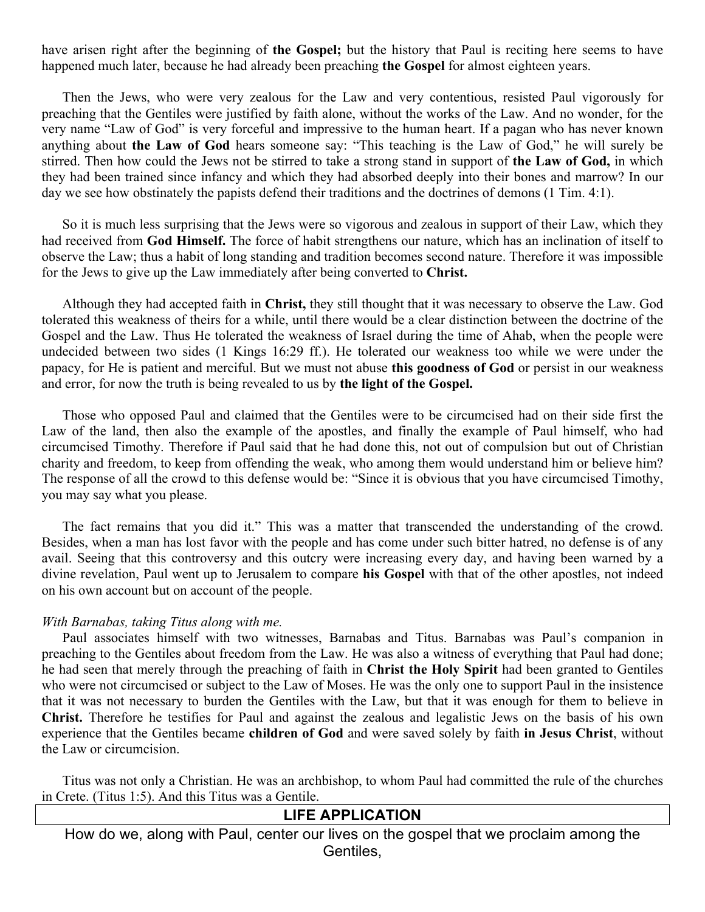have arisen right after the beginning of **the Gospel;** but the history that Paul is reciting here seems to have happened much later, because he had already been preaching **the Gospel** for almost eighteen years.

Then the Jews, who were very zealous for the Law and very contentious, resisted Paul vigorously for preaching that the Gentiles were justified by faith alone, without the works of the Law. And no wonder, for the very name "Law of God" is very forceful and impressive to the human heart. If a pagan who has never known anything about **the Law of God** hears someone say: "This teaching is the Law of God," he will surely be stirred. Then how could the Jews not be stirred to take a strong stand in support of **the Law of God,** in which they had been trained since infancy and which they had absorbed deeply into their bones and marrow? In our day we see how obstinately the papists defend their traditions and the doctrines of demons (1 Tim. 4:1).

So it is much less surprising that the Jews were so vigorous and zealous in support of their Law, which they had received from **God Himself.** The force of habit strengthens our nature, which has an inclination of itself to observe the Law; thus a habit of long standing and tradition becomes second nature. Therefore it was impossible for the Jews to give up the Law immediately after being converted to **Christ.**

Although they had accepted faith in **Christ,** they still thought that it was necessary to observe the Law. God tolerated this weakness of theirs for a while, until there would be a clear distinction between the doctrine of the Gospel and the Law. Thus He tolerated the weakness of Israel during the time of Ahab, when the people were undecided between two sides (1 Kings 16:29 ff.). He tolerated our weakness too while we were under the papacy, for He is patient and merciful. But we must not abuse **this goodness of God** or persist in our weakness and error, for now the truth is being revealed to us by **the light of the Gospel.**

Those who opposed Paul and claimed that the Gentiles were to be circumcised had on their side first the Law of the land, then also the example of the apostles, and finally the example of Paul himself, who had circumcised Timothy. Therefore if Paul said that he had done this, not out of compulsion but out of Christian charity and freedom, to keep from offending the weak, who among them would understand him or believe him? The response of all the crowd to this defense would be: "Since it is obvious that you have circumcised Timothy, you may say what you please.

The fact remains that you did it." This was a matter that transcended the understanding of the crowd. Besides, when a man has lost favor with the people and has come under such bitter hatred, no defense is of any avail. Seeing that this controversy and this outcry were increasing every day, and having been warned by a divine revelation, Paul went up to Jerusalem to compare **his Gospel** with that of the other apostles, not indeed on his own account but on account of the people.

*With Barnabas, taking Titus along with me.*

Paul associates himself with two witnesses, Barnabas and Titus. Barnabas was Paul's companion in preaching to the Gentiles about freedom from the Law. He was also a witness of everything that Paul had done; he had seen that merely through the preaching of faith in **Christ the Holy Spirit** had been granted to Gentiles who were not circumcised or subject to the Law of Moses. He was the only one to support Paul in the insistence that it was not necessary to burden the Gentiles with the Law, but that it was enough for them to believe in **Christ.** Therefore he testifies for Paul and against the zealous and legalistic Jews on the basis of his own experience that the Gentiles became **children of God** and were saved solely by faith **in Jesus Christ**, without the Law or circumcision.

Titus was not only a Christian. He was an archbishop, to whom Paul had committed the rule of the churches in Crete. (Titus 1:5). And this Titus was a Gentile.

## LIFE APPLICATION

How do we, along with Paul, center our lives on the gospel that we proclaim among the Gentiles,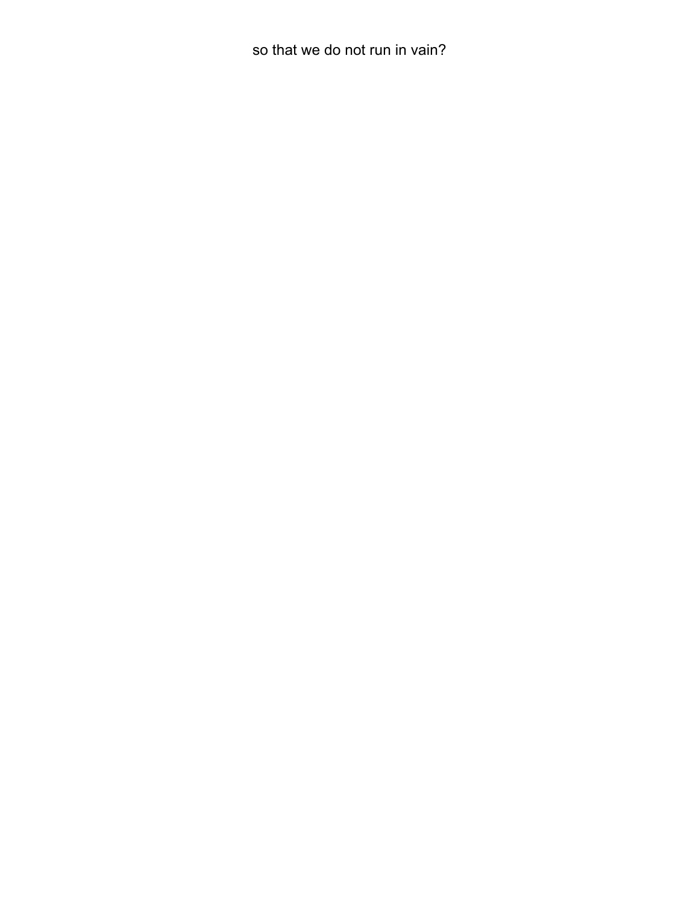so that we do not run in vain?